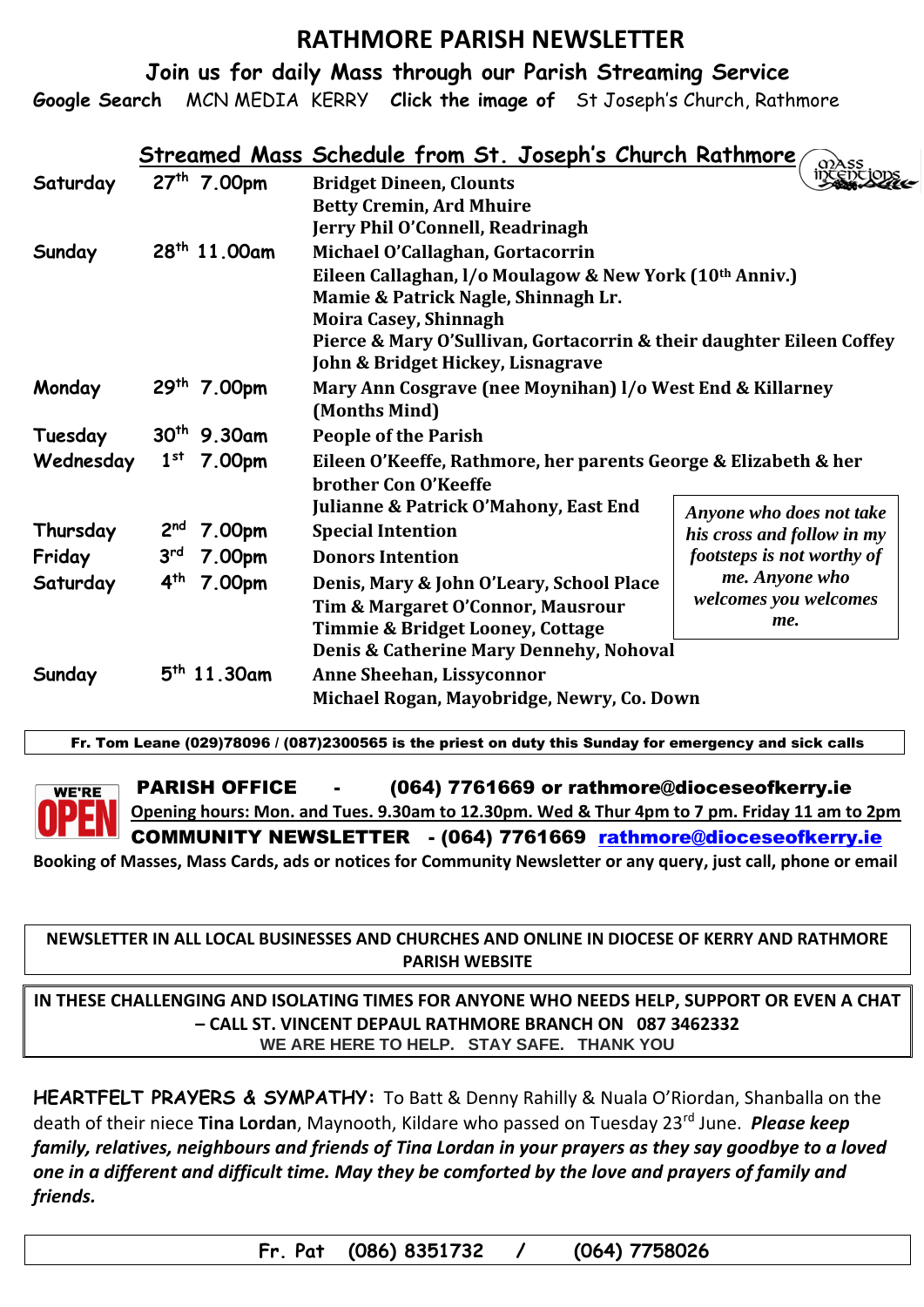# RATHMORE PARISH NEWSLETTER

## Join us for daily Mass through our Parish Streaming Service

**Google Search** MCN MEDIA KERRY **Click the image of** St Joseph's Church, Rathmore

### Streamed Mass Schedule from St. Joseph's Church Rathmore

| Day | Date/Time | Mass Intentions |
|---|---|---|
| Saturday | 27th 7.00pm | **Bridget Dineen, Clounts**<br>**Betty Cremin, Ard Mhuire**<br>**Jerry Phil O'Connell, Readrinagh** |
| Sunday | 28th 11.00am | **Michael O'Callaghan, Gortacorrin**<br>**Eileen Callaghan, l/o Moulagow & New York (10th Anniv.)**<br>**Mamie & Patrick Nagle, Shinnagh Lr.**<br>**Moira Casey, Shinnagh**<br>**Pierce & Mary O'Sullivan, Gortacorrin & their daughter Eileen Coffey**<br>**John & Bridget Hickey, Lisnagrave** |
| Monday | 29th 7.00pm | **Mary Ann Cosgrave (nee Moynihan) l/o West End & Killarney (Months Mind)** |
| Tuesday | 30th 9.30am | **People of the Parish** |
| Wednesday | 1st 7.00pm | **Eileen O'Keeffe, Rathmore, her parents George & Elizabeth & her brother Con O'Keeffe**<br>**Julianne & Patrick O'Mahony, East End** |
| Thursday | 2nd 7.00pm | **Special Intention** |
| Friday | 3rd 7.00pm | **Donors Intention** |
| Saturday | 4th 7.00pm | **Denis, Mary & John O'Leary, School Place**<br>**Tim & Margaret O'Connor, Mausrour**<br>**Timmie & Bridget Looney, Cottage**<br>**Denis & Catherine Mary Dennehy, Nohoval** |
| Sunday | 5th 11.30am | **Anne Sheehan, Lissyconnor**<br>**Michael Rogan, Mayobridge, Newry, Co. Down** |

***Anyone who does not take his cross and follow in my footsteps is not worthy of me. Anyone who welcomes you welcomes me.***

**Fr. Tom Leane (029)78096 / (087)2300565 is the priest on duty this Sunday for emergency and sick calls**

WE'RE OPEN

**PARISH OFFICE - (064) 7761669 or rathmore@dioceseofkerry.ie**

**Opening hours: Mon. and Tues. 9.30am to 12.30pm. Wed & Thur 4pm to 7 pm. Friday 11 am to 2pm**

**COMMUNITY NEWSLETTER - (064) 7761669 rathmore@dioceseofkerry.ie**

**Booking of Masses, Mass Cards, ads or notices for Community Newsletter or any query, just call, phone or email**

**NEWSLETTER IN ALL LOCAL BUSINESSES AND CHURCHES AND ONLINE IN DIOCESE OF KERRY AND RATHMORE PARISH WEBSITE**

**IN THESE CHALLENGING AND ISOLATING TIMES FOR ANYONE WHO NEEDS HELP, SUPPORT OR EVEN A CHAT – CALL ST. VINCENT DEPAUL RATHMORE BRANCH ON 087 3462332**

**WE ARE HERE TO HELP. STAY SAFE. THANK YOU**

**HEARTFELT PRAYERS & SYMPATHY:** To Batt & Denny Rahilly & Nuala O'Riordan, Shanballa on the death of their niece **Tina Lordan**, Maynooth, Kildare who passed on Tuesday 23rd June. ***Please keep family, relatives, neighbours and friends of Tina Lordan in your prayers as they say goodbye to a loved one in a different and difficult time. May they be comforted by the love and prayers of family and friends.***

**Fr. Pat (086) 8351732 / (064) 7758026**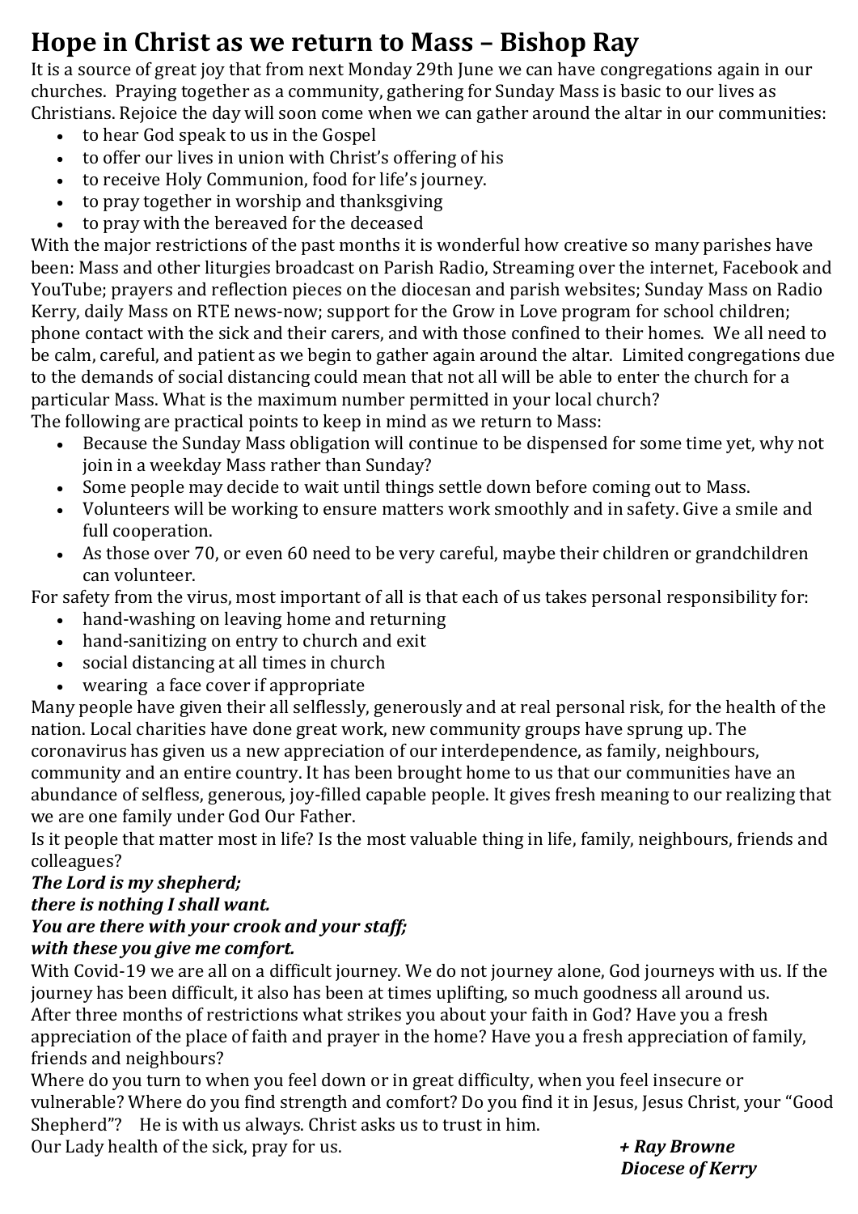# Hope in Christ as we return to Mass – Bishop Ray

It is a source of great joy that from next Monday 29th June we can have congregations again in our churches. Praying together as a community, gathering for Sunday Mass is basic to our lives as Christians. Rejoice the day will soon come when we can gather around the altar in our communities:

- to hear God speak to us in the Gospel
- to offer our lives in union with Christ's offering of his
- to receive Holy Communion, food for life's journey.
- to pray together in worship and thanksgiving
- to pray with the bereaved for the deceased

With the major restrictions of the past months it is wonderful how creative so many parishes have been: Mass and other liturgies broadcast on Parish Radio, Streaming over the internet, Facebook and YouTube; prayers and reflection pieces on the diocesan and parish websites; Sunday Mass on Radio Kerry, daily Mass on RTE news-now; support for the Grow in Love program for school children; phone contact with the sick and their carers, and with those confined to their homes. We all need to be calm, careful, and patient as we begin to gather again around the altar. Limited congregations due to the demands of social distancing could mean that not all will be able to enter the church for a particular Mass. What is the maximum number permitted in your local church?

The following are practical points to keep in mind as we return to Mass:

- Because the Sunday Mass obligation will continue to be dispensed for some time yet, why not join in a weekday Mass rather than Sunday?
- Some people may decide to wait until things settle down before coming out to Mass.
- Volunteers will be working to ensure matters work smoothly and in safety. Give a smile and full cooperation.
- As those over 70, or even 60 need to be very careful, maybe their children or grandchildren can volunteer.

For safety from the virus, most important of all is that each of us takes personal responsibility for:

- hand-washing on leaving home and returning
- hand-sanitizing on entry to church and exit
- social distancing at all times in church
- wearing a face cover if appropriate

Many people have given their all selflessly, generously and at real personal risk, for the health of the nation. Local charities have done great work, new community groups have sprung up. The coronavirus has given us a new appreciation of our interdependence, as family, neighbours, community and an entire country. It has been brought home to us that our communities have an abundance of selfless, generous, joy-filled capable people. It gives fresh meaning to our realizing that we are one family under God Our Father.

Is it people that matter most in life? Is the most valuable thing in life, family, neighbours, friends and colleagues?

***The Lord is my shepherd;***
***there is nothing I shall want.***
***You are there with your crook and your staff;***
***with these you give me comfort.***

With Covid-19 we are all on a difficult journey. We do not journey alone, God journeys with us. If the journey has been difficult, it also has been at times uplifting, so much goodness all around us.

After three months of restrictions what strikes you about your faith in God? Have you a fresh appreciation of the place of faith and prayer in the home? Have you a fresh appreciation of family, friends and neighbours?

Where do you turn to when you feel down or in great difficulty, when you feel insecure or vulnerable? Where do you find strength and comfort? Do you find it in Jesus, Jesus Christ, your "Good Shepherd"? He is with us always. Christ asks us to trust in him.

Our Lady health of the sick, pray for us.

***+ Ray Browne***
***Diocese of Kerry***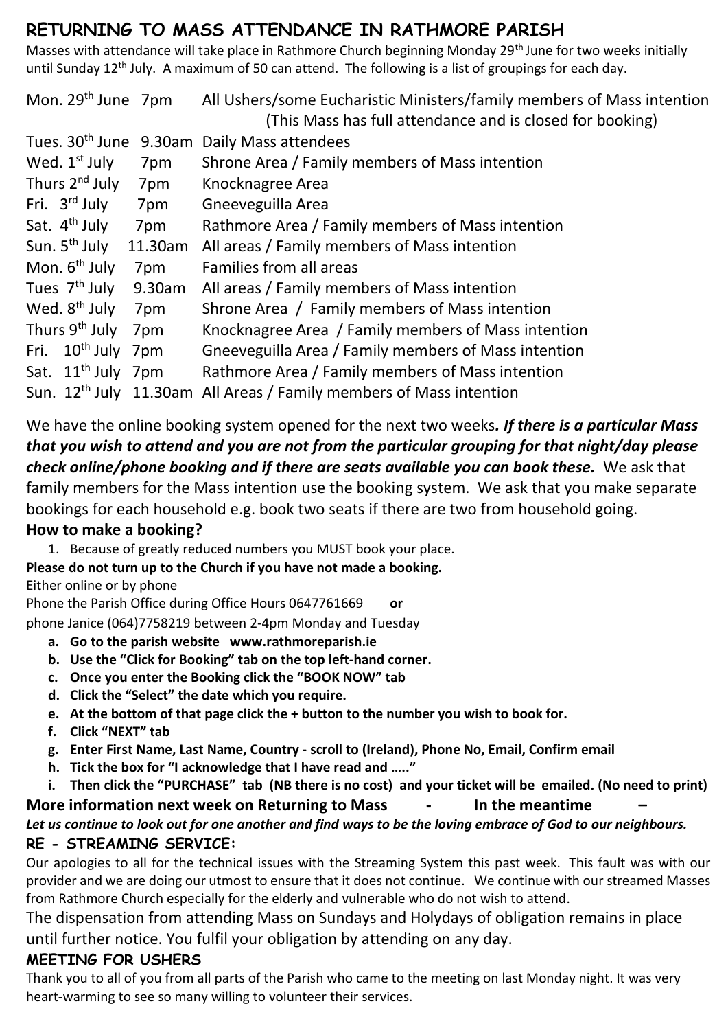## RETURNING TO MASS ATTENDANCE IN RATHMORE PARISH

Masses with attendance will take place in Rathmore Church beginning Monday 29th June for two weeks initially until Sunday 12th July. A maximum of 50 can attend. The following is a list of groupings for each day.

| | | |
|---|---|---|
| Mon. 29th June | 7pm | All Ushers/some Eucharistic Ministers/family members of Mass intention (This Mass has full attendance and is closed for booking) |
| Tues. 30th June | 9.30am | Daily Mass attendees |
| Wed. 1st July | 7pm | Shrone Area / Family members of Mass intention |
| Thurs 2nd July | 7pm | Knocknagree Area |
| Fri. 3rd July | 7pm | Gneeveguilla Area |
| Sat. 4th July | 7pm | Rathmore Area / Family members of Mass intention |
| Sun. 5th July | 11.30am | All areas / Family members of Mass intention |
| Mon. 6th July | 7pm | Families from all areas |
| Tues 7th July | 9.30am | All areas / Family members of Mass intention |
| Wed. 8th July | 7pm | Shrone Area / Family members of Mass intention |
| Thurs 9th July | 7pm | Knocknagree Area / Family members of Mass intention |
| Fri. 10th July | 7pm | Gneeveguilla Area / Family members of Mass intention |
| Sat. 11th July | 7pm | Rathmore Area / Family members of Mass intention |
| Sun. 12th July | 11.30am | All Areas / Family members of Mass intention |

We have the online booking system opened for the next two weeks***. If there is a particular Mass that you wish to attend and you are not from the particular grouping for that night/day please check online/phone booking and if there are seats available you can book these.*** We ask that family members for the Mass intention use the booking system. We ask that you make separate bookings for each household e.g. book two seats if there are two from household going.

**How to make a booking?**

1. Because of greatly reduced numbers you MUST book your place.

**Please do not turn up to the Church if you have not made a booking.**

Either online or by phone

Phone the Parish Office during Office Hours 0647761669 **or**

phone Janice (064)7758219 between 2-4pm Monday and Tuesday

- **a. Go to the parish website www.rathmoreparish.ie**
- **b. Use the "Click for Booking" tab on the top left-hand corner.**
- **c. Once you enter the Booking click the "BOOK NOW" tab**
- **d. Click the "Select" the date which you require.**
- **e. At the bottom of that page click the + button to the number you wish to book for.**
- **f. Click "NEXT" tab**
- **g. Enter First Name, Last Name, Country - scroll to (Ireland), Phone No, Email, Confirm email**
- **h. Tick the box for "I acknowledge that I have read and ….."**
- **i. Then click the "PURCHASE" tab (NB there is no cost) and your ticket will be emailed. (No need to print)**

**More information next week on Returning to Mass - In the meantime –**

***Let us continue to look out for one another and find ways to be the loving embrace of God to our neighbours.***

### RE - STREAMING SERVICE:

Our apologies to all for the technical issues with the Streaming System this past week. This fault was with our provider and we are doing our utmost to ensure that it does not continue. We continue with our streamed Masses from Rathmore Church especially for the elderly and vulnerable who do not wish to attend.

The dispensation from attending Mass on Sundays and Holydays of obligation remains in place until further notice. You fulfil your obligation by attending on any day.

### MEETING FOR USHERS

Thank you to all of you from all parts of the Parish who came to the meeting on last Monday night. It was very heart-warming to see so many willing to volunteer their services.